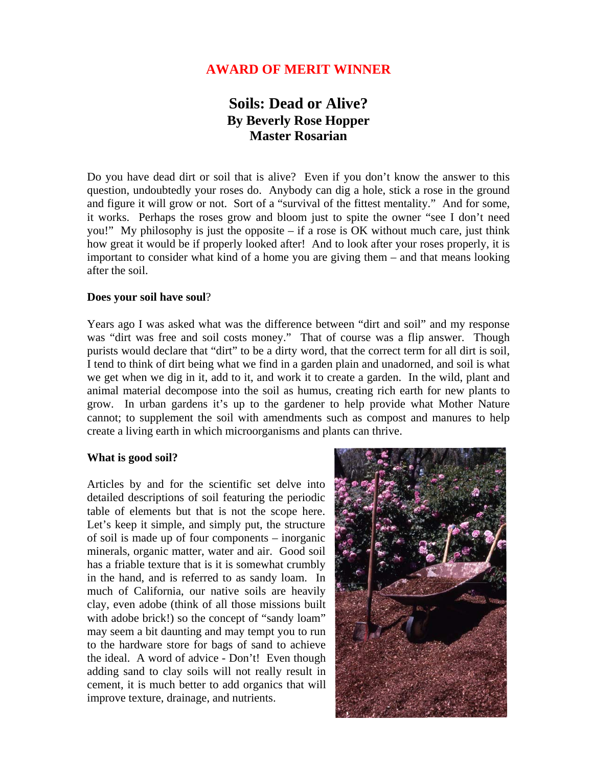**AWARD OF MERIT WINNER**

# Soils: Dead or Alive?

**By Beverly Rose Hopper**
**Master Rosarian**

Do you have dead dirt or soil that is alive? Even if you don't know the answer to this question, undoubtedly your roses do. Anybody can dig a hole, stick a rose in the ground and figure it will grow or not. Sort of a "survival of the fittest mentality." And for some, it works. Perhaps the roses grow and bloom just to spite the owner "see I don't need you!" My philosophy is just the opposite – if a rose is OK without much care, just think how great it would be if properly looked after! And to look after your roses properly, it is important to consider what kind of a home you are giving them – and that means looking after the soil.

**Does your soil have soul**?

Years ago I was asked what was the difference between "dirt and soil" and my response was "dirt was free and soil costs money." That of course was a flip answer. Though purists would declare that "dirt" to be a dirty word, that the correct term for all dirt is soil, I tend to think of dirt being what we find in a garden plain and unadorned, and soil is what we get when we dig in it, add to it, and work it to create a garden. In the wild, plant and animal material decompose into the soil as humus, creating rich earth for new plants to grow. In urban gardens it's up to the gardener to help provide what Mother Nature cannot; to supplement the soil with amendments such as compost and manures to help create a living earth in which microorganisms and plants can thrive.

**What is good soil?**

Articles by and for the scientific set delve into detailed descriptions of soil featuring the periodic table of elements but that is not the scope here. Let's keep it simple, and simply put, the structure of soil is made up of four components – inorganic minerals, organic matter, water and air. Good soil has a friable texture that is it is somewhat crumbly in the hand, and is referred to as sandy loam. In much of California, our native soils are heavily clay, even adobe (think of all those missions built with adobe brick!) so the concept of "sandy loam" may seem a bit daunting and may tempt you to run to the hardware store for bags of sand to achieve the ideal. A word of advice - Don't! Even though adding sand to clay soils will not really result in cement, it is much better to add organics that will improve texture, drainage, and nutrients.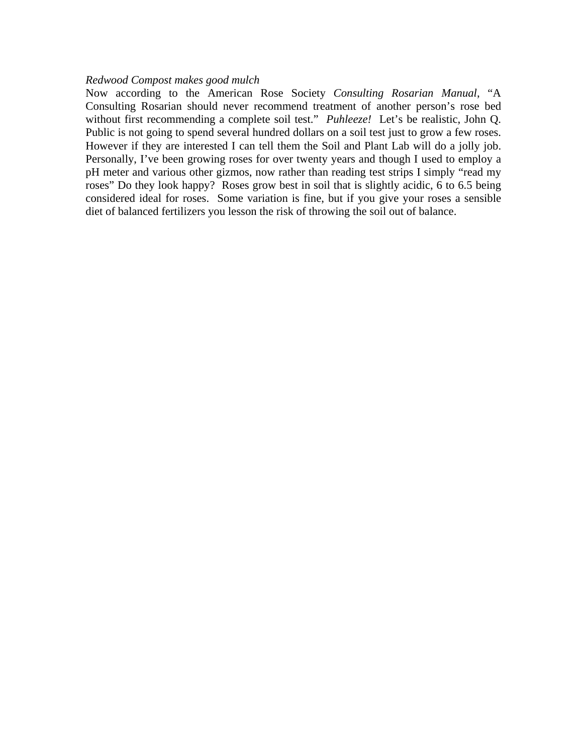*Redwood Compost makes good mulch*

Now according to the American Rose Society *Consulting Rosarian Manual*, "A Consulting Rosarian should never recommend treatment of another person's rose bed without first recommending a complete soil test." *Puhleeze!* Let's be realistic, John Q. Public is not going to spend several hundred dollars on a soil test just to grow a few roses. However if they are interested I can tell them the Soil and Plant Lab will do a jolly job. Personally, I've been growing roses for over twenty years and though I used to employ a pH meter and various other gizmos, now rather than reading test strips I simply "read my roses" Do they look happy? Roses grow best in soil that is slightly acidic, 6 to 6.5 being considered ideal for roses. Some variation is fine, but if you give your roses a sensible diet of balanced fertilizers you lesson the risk of throwing the soil out of balance.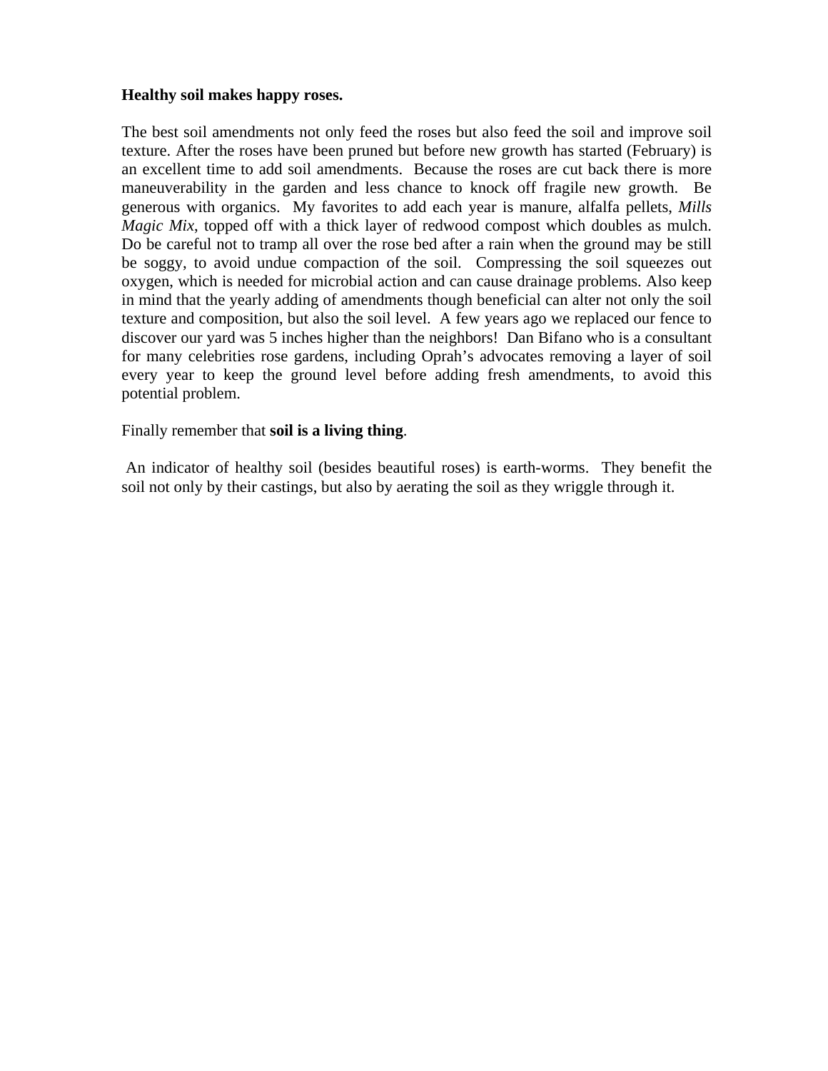**Healthy soil makes happy roses.**

The best soil amendments not only feed the roses but also feed the soil and improve soil texture. After the roses have been pruned but before new growth has started (February) is an excellent time to add soil amendments. Because the roses are cut back there is more maneuverability in the garden and less chance to knock off fragile new growth. Be generous with organics. My favorites to add each year is manure, alfalfa pellets, *Mills Magic Mix*, topped off with a thick layer of redwood compost which doubles as mulch. Do be careful not to tramp all over the rose bed after a rain when the ground may be still be soggy, to avoid undue compaction of the soil. Compressing the soil squeezes out oxygen, which is needed for microbial action and can cause drainage problems. Also keep in mind that the yearly adding of amendments though beneficial can alter not only the soil texture and composition, but also the soil level. A few years ago we replaced our fence to discover our yard was 5 inches higher than the neighbors! Dan Bifano who is a consultant for many celebrities rose gardens, including Oprah's advocates removing a layer of soil every year to keep the ground level before adding fresh amendments, to avoid this potential problem.

Finally remember that **soil is a living thing**.

An indicator of healthy soil (besides beautiful roses) is earth-worms. They benefit the soil not only by their castings, but also by aerating the soil as they wriggle through it.